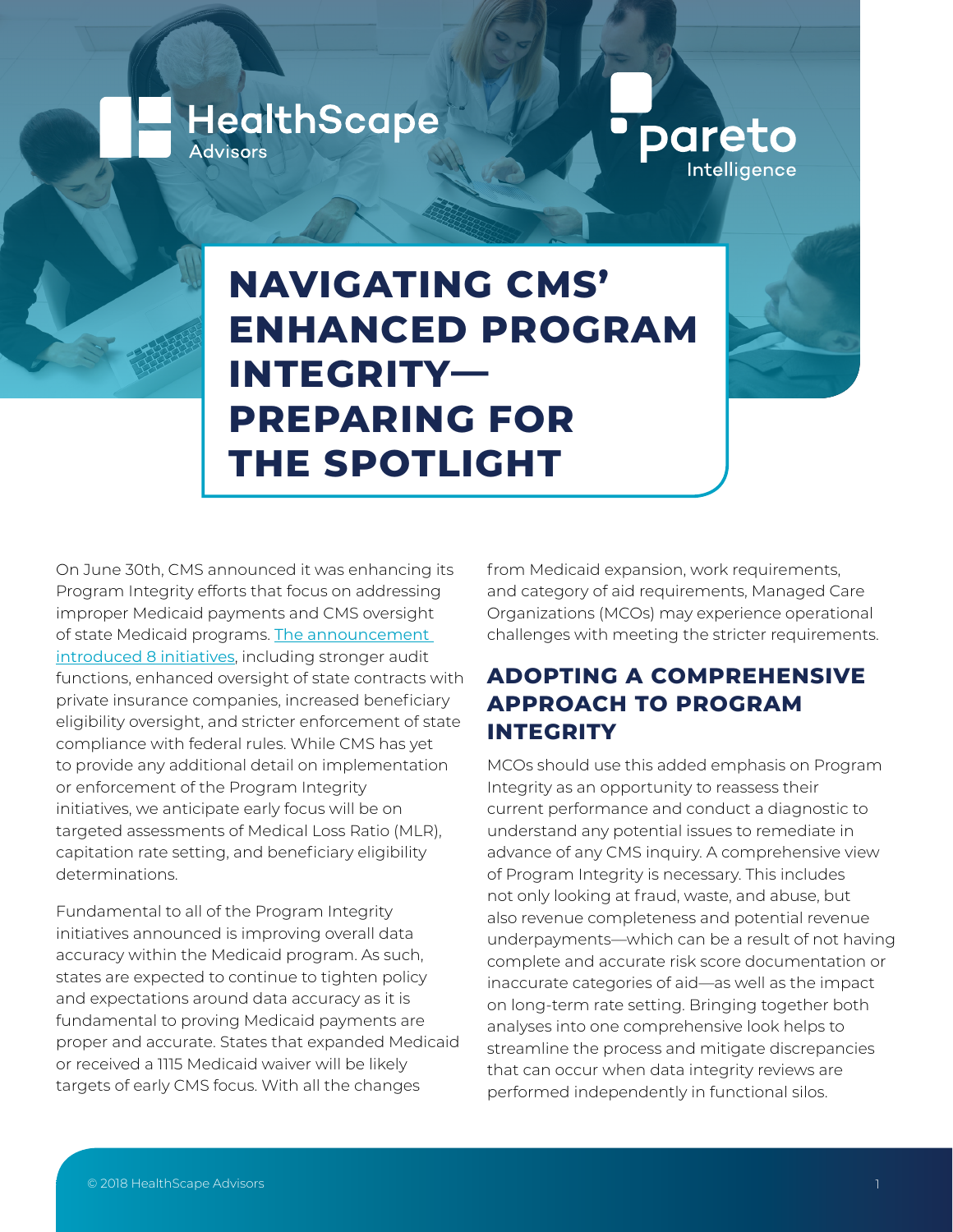HealthScape Advisors

pareto Intelligence

# NAVIGATING CMS' ENHANCED PROGRAM INTEGRITY—PREPARING FOR THE SPOTLIGHT

On June 30th, CMS announced it was enhancing its Program Integrity efforts that focus on addressing improper Medicaid payments and CMS oversight of state Medicaid programs. The announcement introduced 8 initiatives, including stronger audit functions, enhanced oversight of state contracts with private insurance companies, increased beneficiary eligibility oversight, and stricter enforcement of state compliance with federal rules. While CMS has yet to provide any additional detail on implementation or enforcement of the Program Integrity initiatives, we anticipate early focus will be on targeted assessments of Medical Loss Ratio (MLR), capitation rate setting, and beneficiary eligibility determinations.

Fundamental to all of the Program Integrity initiatives announced is improving overall data accuracy within the Medicaid program. As such, states are expected to continue to tighten policy and expectations around data accuracy as it is fundamental to proving Medicaid payments are proper and accurate. States that expanded Medicaid or received a 1115 Medicaid waiver will be likely targets of early CMS focus. With all the changes from Medicaid expansion, work requirements, and category of aid requirements, Managed Care Organizations (MCOs) may experience operational challenges with meeting the stricter requirements.

## ADOPTING A COMPREHENSIVE APPROACH TO PROGRAM INTEGRITY

MCOs should use this added emphasis on Program Integrity as an opportunity to reassess their current performance and conduct a diagnostic to understand any potential issues to remediate in advance of any CMS inquiry. A comprehensive view of Program Integrity is necessary. This includes not only looking at fraud, waste, and abuse, but also revenue completeness and potential revenue underpayments—which can be a result of not having complete and accurate risk score documentation or inaccurate categories of aid—as well as the impact on long-term rate setting. Bringing together both analyses into one comprehensive look helps to streamline the process and mitigate discrepancies that can occur when data integrity reviews are performed independently in functional silos.

© 2018 HealthScape Advisors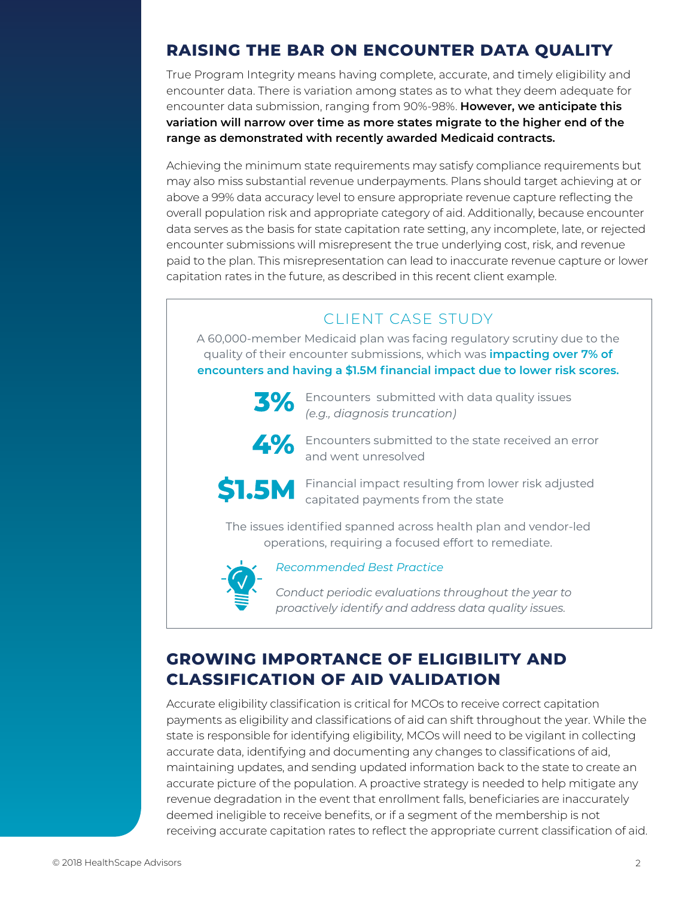## RAISING THE BAR ON ENCOUNTER DATA QUALITY

True Program Integrity means having complete, accurate, and timely eligibility and encounter data. There is variation among states as to what they deem adequate for encounter data submission, ranging from 90%-98%. **However, we anticipate this variation will narrow over time as more states migrate to the higher end of the range as demonstrated with recently awarded Medicaid contracts.**

Achieving the minimum state requirements may satisfy compliance requirements but may also miss substantial revenue underpayments. Plans should target achieving at or above a 99% data accuracy level to ensure appropriate revenue capture reflecting the overall population risk and appropriate category of aid. Additionally, because encounter data serves as the basis for state capitation rate setting, any incomplete, late, or rejected encounter submissions will misrepresent the true underlying cost, risk, and revenue paid to the plan. This misrepresentation can lead to inaccurate revenue capture or lower capitation rates in the future, as described in this recent client example.

### CLIENT CASE STUDY

A 60,000-member Medicaid plan was facing regulatory scrutiny due to the quality of their encounter submissions, which was **impacting over 7% of encounters and having a $1.5M financial impact due to lower risk scores.**

**3%** Encounters submitted with data quality issues *(e.g., diagnosis truncation)*

**4%** Encounters submitted to the state received an error and went unresolved

**$1.5M** Financial impact resulting from lower risk adjusted capitated payments from the state

The issues identified spanned across health plan and vendor-led operations, requiring a focused effort to remediate.

*Recommended Best Practice*

*Conduct periodic evaluations throughout the year to proactively identify and address data quality issues.*

## GROWING IMPORTANCE OF ELIGIBILITY AND CLASSIFICATION OF AID VALIDATION

Accurate eligibility classification is critical for MCOs to receive correct capitation payments as eligibility and classifications of aid can shift throughout the year. While the state is responsible for identifying eligibility, MCOs will need to be vigilant in collecting accurate data, identifying and documenting any changes to classifications of aid, maintaining updates, and sending updated information back to the state to create an accurate picture of the population. A proactive strategy is needed to help mitigate any revenue degradation in the event that enrollment falls, beneficiaries are inaccurately deemed ineligible to receive benefits, or if a segment of the membership is not receiving accurate capitation rates to reflect the appropriate current classification of aid.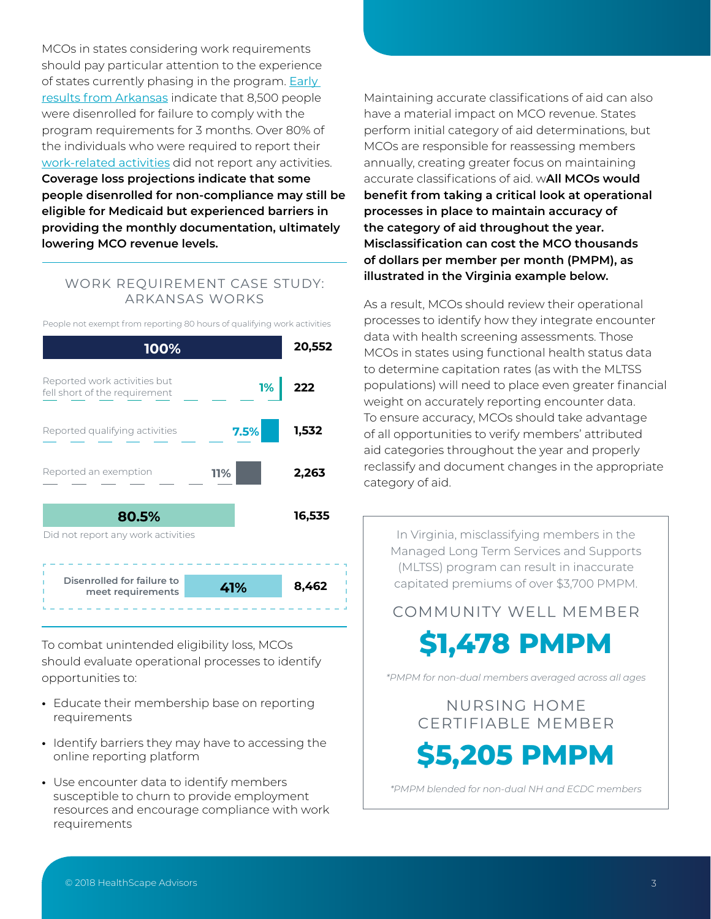MCOs in states considering work requirements should pay particular attention to the experience of states currently phasing in the program. Early results from Arkansas indicate that 8,500 people were disenrolled for failure to comply with the program requirements for 3 months. Over 80% of the individuals who were required to report their work-related activities did not report any activities. **Coverage loss projections indicate that some people disenrolled for non-compliance may still be eligible for Medicaid but experienced barriers in providing the monthly documentation, ultimately lowering MCO revenue levels.**

## WORK REQUIREMENT CASE STUDY: ARKANSAS WORKS

People not exempt from reporting 80 hours of qualifying work activities

| Category | Percent | Number |
| --- | --- | --- |
| People not exempt from reporting 80 hours of qualifying work activities | 100% | 20,552 |
| Reported work activities but fell short of the requirement | 1% | 222 |
| Reported qualifying activities | 7.5% | 1,532 |
| Reported an exemption | 11% | 2,263 |
| Did not report any work activities | 80.5% | 16,535 |
| Disenrolled for failure to meet requirements | 41% | 8,462 |

To combat unintended eligibility loss, MCOs should evaluate operational processes to identify opportunities to:

- Educate their membership base on reporting requirements
- Identify barriers they may have to accessing the online reporting platform
- Use encounter data to identify members susceptible to churn to provide employment resources and encourage compliance with work requirements

Maintaining accurate classifications of aid can also have a material impact on MCO revenue. States perform initial category of aid determinations, but MCOs are responsible for reassessing members annually, creating greater focus on maintaining accurate classifications of aid. w**All MCOs would benefit from taking a critical look at operational processes in place to maintain accuracy of the category of aid throughout the year. Misclassification can cost the MCO thousands of dollars per member per month (PMPM), as illustrated in the Virginia example below.**

As a result, MCOs should review their operational processes to identify how they integrate encounter data with health screening assessments. Those MCOs in states using functional health status data to determine capitation rates (as with the MLTSS populations) will need to place even greater financial weight on accurately reporting encounter data. To ensure accuracy, MCOs should take advantage of all opportunities to verify members' attributed aid categories throughout the year and properly reclassify and document changes in the appropriate category of aid.

In Virginia, misclassifying members in the Managed Long Term Services and Supports (MLTSS) program can result in inaccurate capitated premiums of over $3,700 PMPM.

### COMMUNITY WELL MEMBER

**$1,478 PMPM**

*\*PMPM for non-dual members averaged across all ages*

### NURSING HOME CERTIFIABLE MEMBER

**$5,205 PMPM**

*\*PMPM blended for non-dual NH and ECDC members*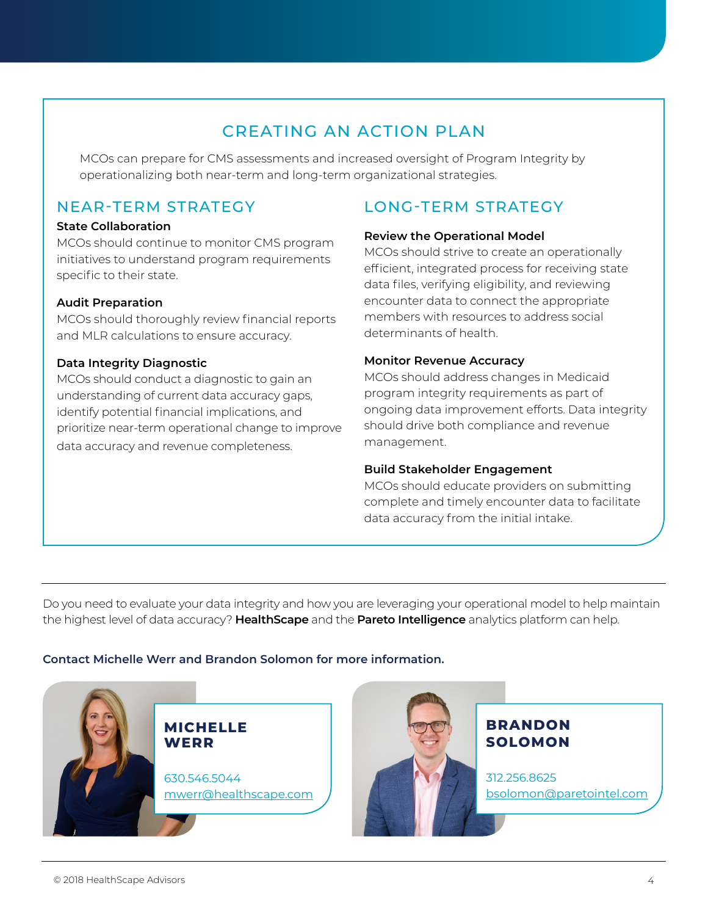## CREATING AN ACTION PLAN

MCOs can prepare for CMS assessments and increased oversight of Program Integrity by operationalizing both near-term and long-term organizational strategies.

### NEAR-TERM STRATEGY

**State Collaboration**
MCOs should continue to monitor CMS program initiatives to understand program requirements specific to their state.

**Audit Preparation**
MCOs should thoroughly review financial reports and MLR calculations to ensure accuracy.

**Data Integrity Diagnostic**
MCOs should conduct a diagnostic to gain an understanding of current data accuracy gaps, identify potential financial implications, and prioritize near-term operational change to improve data accuracy and revenue completeness.

### LONG-TERM STRATEGY

**Review the Operational Model**
MCOs should strive to create an operationally efficient, integrated process for receiving state data files, verifying eligibility, and reviewing encounter data to connect the appropriate members with resources to address social determinants of health.

**Monitor Revenue Accuracy**
MCOs should address changes in Medicaid program integrity requirements as part of ongoing data improvement efforts. Data integrity should drive both compliance and revenue management.

**Build Stakeholder Engagement**
MCOs should educate providers on submitting complete and timely encounter data to facilitate data accuracy from the initial intake.

---

Do you need to evaluate your data integrity and how you are leveraging your operational model to help maintain the highest level of data accuracy? **HealthScape** and the **Pareto Intelligence** analytics platform can help.

**Contact Michelle Werr and Brandon Solomon for more information.**

**MICHELLE WERR**
630.546.5044
mwerr@healthscape.com

**BRANDON SOLOMON**
312.256.8625
bsolomon@paretointel.com

© 2018 HealthScape Advisors